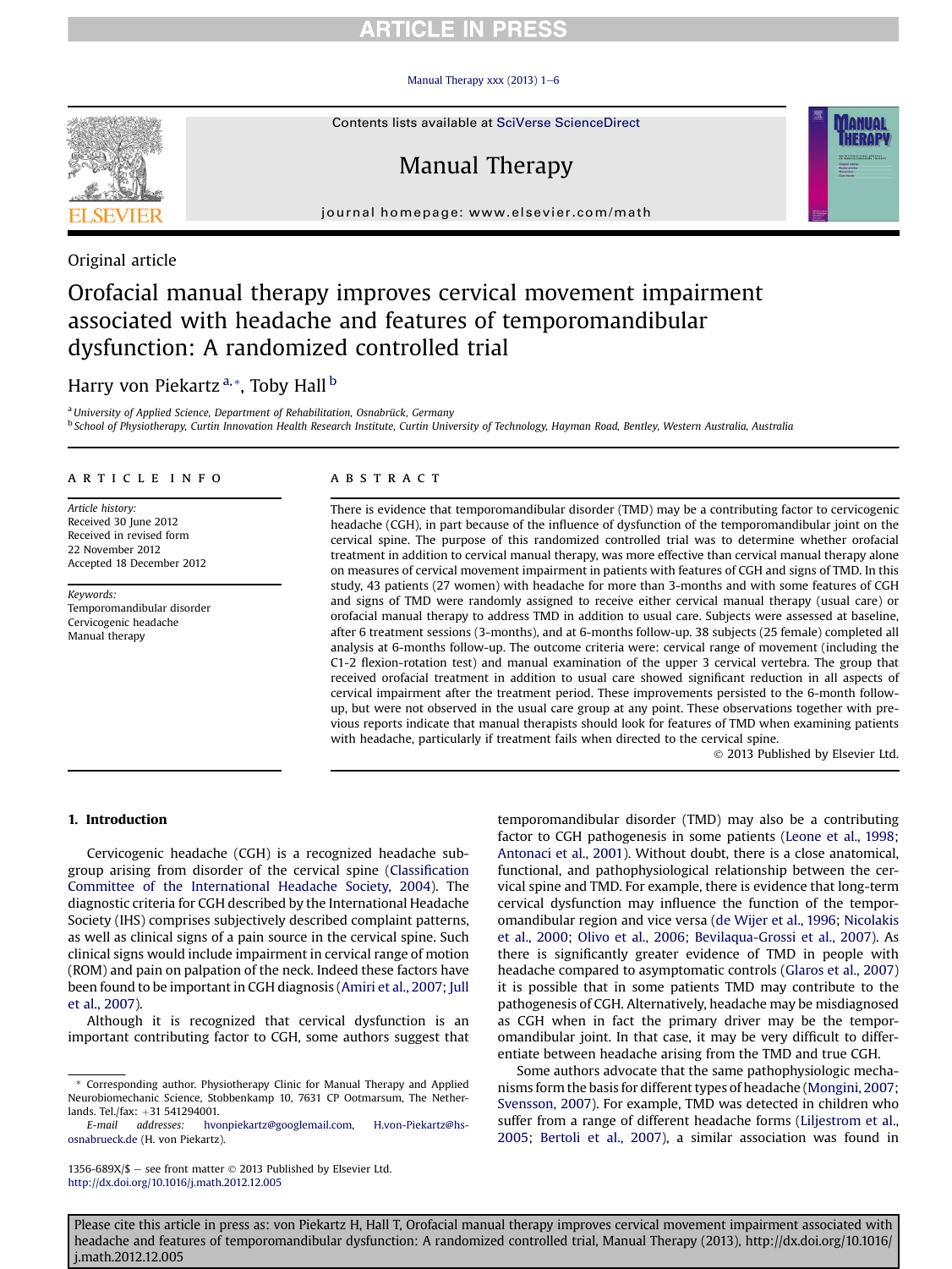Original article

# Orofacial manual therapy improves cervical movement impairment associated with headache and features of temporomandibular dysfunction: A randomized controlled trial

Harry von Piekartz [a,*], Toby Hall [b]

[a] University of Applied Science, Department of Rehabilitation, Osnabrück, Germany
[b] School of Physiotherapy, Curtin Innovation Health Research Institute, Curtin University of Technology, Hayman Road, Bentley, Western Australia, Australia

## ARTICLE INFO

*Article history:*
Received 30 June 2012
Received in revised form
22 November 2012
Accepted 18 December 2012

*Keywords:*
Temporomandibular disorder
Cervicogenic headache
Manual therapy

## ABSTRACT

There is evidence that temporomandibular disorder (TMD) may be a contributing factor to cervicogenic headache (CGH), in part because of the influence of dysfunction of the temporomandibular joint on the cervical spine. The purpose of this randomized controlled trial was to determine whether orofacial treatment in addition to cervical manual therapy, was more effective than cervical manual therapy alone on measures of cervical movement impairment in patients with features of CGH and signs of TMD. In this study, 43 patients (27 women) with headache for more than 3-months and with some features of CGH and signs of TMD were randomly assigned to receive either cervical manual therapy (usual care) or orofacial manual therapy to address TMD in addition to usual care. Subjects were assessed at baseline, after 6 treatment sessions (3-months), and at 6-months follow-up. 38 subjects (25 female) completed all analysis at 6-months follow-up. The outcome criteria were: cervical range of movement (including the C1-2 flexion-rotation test) and manual examination of the upper 3 cervical vertebra. The group that received orofacial treatment in addition to usual care showed significant reduction in all aspects of cervical impairment after the treatment period. These improvements persisted to the 6-month follow-up, but were not observed in the usual care group at any point. These observations together with previous reports indicate that manual therapists should look for features of TMD when examining patients with headache, particularly if treatment fails when directed to the cervical spine.

© 2013 Published by Elsevier Ltd.

## 1. Introduction

Cervicogenic headache (CGH) is a recognized headache subgroup arising from disorder of the cervical spine (Classification Committee of the International Headache Society, 2004). The diagnostic criteria for CGH described by the International Headache Society (IHS) comprises subjectively described complaint patterns, as well as clinical signs of a pain source in the cervical spine. Such clinical signs would include impairment in cervical range of motion (ROM) and pain on palpation of the neck. Indeed these factors have been found to be important in CGH diagnosis (Amiri et al., 2007; Jull et al., 2007).

Although it is recognized that cervical dysfunction is an important contributing factor to CGH, some authors suggest that temporomandibular disorder (TMD) may also be a contributing factor to CGH pathogenesis in some patients (Leone et al., 1998; Antonaci et al., 2001). Without doubt, there is a close anatomical, functional, and pathophysiological relationship between the cervical spine and TMD. For example, there is evidence that long-term cervical dysfunction may influence the function of the temporomandibular region and vice versa (de Wijer et al., 1996; Nicolakis et al., 2000; Olivo et al., 2006; Bevilaqua-Grossi et al., 2007). As there is significantly greater evidence of TMD in people with headache compared to asymptomatic controls (Glaros et al., 2007) it is possible that in some patients TMD may contribute to the pathogenesis of CGH. Alternatively, headache may be misdiagnosed as CGH when in fact the primary driver may be the temporomandibular joint. In that case, it may be very difficult to differentiate between headache arising from the TMD and true CGH.

Some authors advocate that the same pathophysiologic mechanisms form the basis for different types of headache (Mongini, 2007; Svensson, 2007). For example, TMD was detected in children who suffer from a range of different headache forms (Liljestrom et al., 2005; Bertoli et al., 2007), a similar association was found in

* Corresponding author. Physiotherapy Clinic for Manual Therapy and Applied Neurobiomechanic Science, Stobbenkamp 10, 7631 CP Ootmarsum, The Netherlands. Tel./fax: +31 541294001.
E-mail addresses: hvonpiekartz@googlemail.com, H.von-Piekartz@hs-osnabrueck.de (H. von Piekartz).

1356-689X/$ – see front matter © 2013 Published by Elsevier Ltd.
http://dx.doi.org/10.1016/j.math.2012.12.005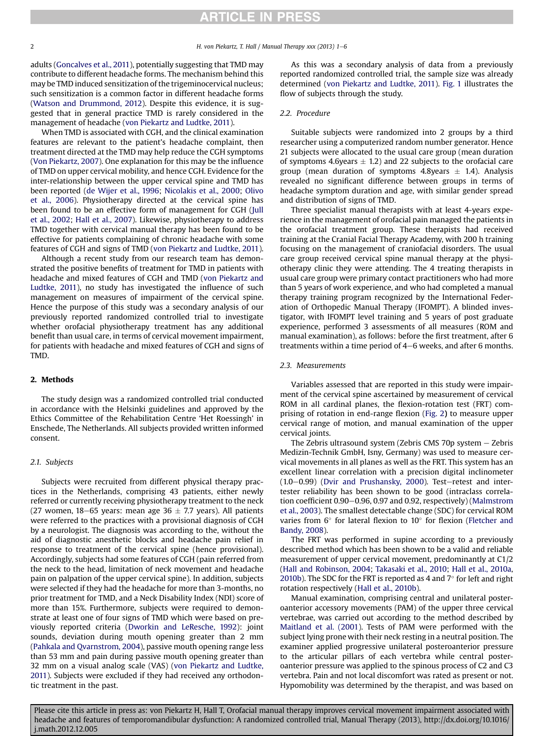adults (Goncalves et al., 2011), potentially suggesting that TMD may contribute to different headache forms. The mechanism behind this may be TMD induced sensitization of the trigeminocervical nucleus; such sensitization is a common factor in different headache forms (Watson and Drummond, 2012). Despite this evidence, it is suggested that in general practice TMD is rarely considered in the management of headache (von Piekartz and Ludtke, 2011).

When TMD is associated with CGH, and the clinical examination features are relevant to the patient's headache complaint, then treatment directed at the TMD may help reduce the CGH symptoms (Von Piekartz, 2007). One explanation for this may be the influence of TMD on upper cervical mobility, and hence CGH. Evidence for the inter-relationship between the upper cervical spine and TMD has been reported (de Wijer et al., 1996; Nicolakis et al., 2000; Olivo et al., 2006). Physiotherapy directed at the cervical spine has been found to be an effective form of management for CGH (Jull et al., 2002; Hall et al., 2007). Likewise, physiotherapy to address TMD together with cervical manual therapy has been found to be effective for patients complaining of chronic headache with some features of CGH and signs of TMD (von Piekartz and Ludtke, 2011).

Although a recent study from our research team has demonstrated the positive benefits of treatment for TMD in patients with headache and mixed features of CGH and TMD (von Piekartz and Ludtke, 2011), no study has investigated the influence of such management on measures of impairment of the cervical spine. Hence the purpose of this study was a secondary analysis of our previously reported randomized controlled trial to investigate whether orofacial physiotherapy treatment has any additional benefit than usual care, in terms of cervical movement impairment, for patients with headache and mixed features of CGH and signs of TMD.

## 2. Methods

The study design was a randomized controlled trial conducted in accordance with the Helsinki guidelines and approved by the Ethics Committee of the Rehabilitation Centre 'Het Roessingh' in Enschede, The Netherlands. All subjects provided written informed consent.

### 2.1. Subjects

Subjects were recruited from different physical therapy practices in the Netherlands, comprising 43 patients, either newly referred or currently receiving physiotherapy treatment to the neck (27 women, 18–65 years: mean age 36 ± 7.7 years). All patients were referred to the practices with a provisional diagnosis of CGH by a neurologist. The diagnosis was according to the, without the aid of diagnostic anesthetic blocks and headache pain relief in response to treatment of the cervical spine (hence provisional). Accordingly, subjects had some features of CGH (pain referred from the neck to the head, limitation of neck movement and headache pain on palpation of the upper cervical spine). In addition, subjects were selected if they had the headache for more than 3-months, no prior treatment for TMD, and a Neck Disability Index (NDI) score of more than 15%. Furthermore, subjects were required to demonstrate at least one of four signs of TMD which were based on previously reported criteria (Dworkin and LeResche, 1992): joint sounds, deviation during mouth opening greater than 2 mm (Pahkala and Qvarnstrom, 2004), passive mouth opening range less than 53 mm and pain during passive mouth opening greater than 32 mm on a visual analog scale (VAS) (von Piekartz and Ludtke, 2011). Subjects were excluded if they had received any orthodontic treatment in the past.

As this was a secondary analysis of data from a previously reported randomized controlled trial, the sample size was already determined (von Piekartz and Ludtke, 2011). Fig. 1 illustrates the flow of subjects through the study.

### 2.2. Procedure

Suitable subjects were randomized into 2 groups by a third researcher using a computerized random number generator. Hence 21 subjects were allocated to the usual care group (mean duration of symptoms 4.6years ± 1.2) and 22 subjects to the orofacial care group (mean duration of symptoms 4.8years ± 1.4). Analysis revealed no significant difference between groups in terms of headache symptom duration and age, with similar gender spread and distribution of signs of TMD.

Three specialist manual therapists with at least 4-years experience in the management of orofacial pain managed the patients in the orofacial treatment group. These therapists had received training at the Cranial Facial Therapy Academy, with 200 h training focusing on the management of craniofacial disorders. The usual care group received cervical spine manual therapy at the physiotherapy clinic they were attending. The 4 treating therapists in usual care group were primary contact practitioners who had more than 5 years of work experience, and who had completed a manual therapy training program recognized by the International Federation of Orthopedic Manual Therapy (IFOMPT). A blinded investigator, with IFOMPT level training and 5 years of post graduate experience, performed 3 assessments of all measures (ROM and manual examination), as follows: before the first treatment, after 6 treatments within a time period of 4–6 weeks, and after 6 months.

### 2.3. Measurements

Variables assessed that are reported in this study were impairment of the cervical spine ascertained by measurement of cervical ROM in all cardinal planes, the flexion-rotation test (FRT) comprising of rotation in end-range flexion (Fig. 2) to measure upper cervical range of motion, and manual examination of the upper cervical joints.

The Zebris ultrasound system (Zebris CMS 70p system – Zebris Medizin-Technik GmbH, Isny, Germany) was used to measure cervical movements in all planes as well as the FRT. This system has an excellent linear correlation with a precision digital inclinometer (1.0–0.99) (Dvir and Prushansky, 2000). Test–retest and inter-tester reliability has been shown to be good (intraclass correlation coefficient 0.90–0.96, 0.97 and 0.92, respectively) (Malmstrom et al., 2003). The smallest detectable change (SDC) for cervical ROM varies from 6° for lateral flexion to 10° for flexion (Fletcher and Bandy, 2008).

The FRT was performed in supine according to a previously described method which has been shown to be a valid and reliable measurement of upper cervical movement, predominantly at C1/2 (Hall and Robinson, 2004; Takasaki et al., 2010; Hall et al., 2010a, 2010b). The SDC for the FRT is reported as 4 and 7° for left and right rotation respectively (Hall et al., 2010b).

Manual examination, comprising central and unilateral posteroanterior accessory movements (PAM) of the upper three cervical vertebrae, was carried out according to the method described by Maitland et al. (2001). Tests of PAM were performed with the subject lying prone with their neck resting in a neutral position. The examiner applied progressive unilateral posteroanterior pressure to the articular pillars of each vertebra while central posteroanterior pressure was applied to the spinous process of C2 and C3 vertebra. Pain and not local discomfort was rated as present or not. Hypomobility was determined by the therapist, and was based on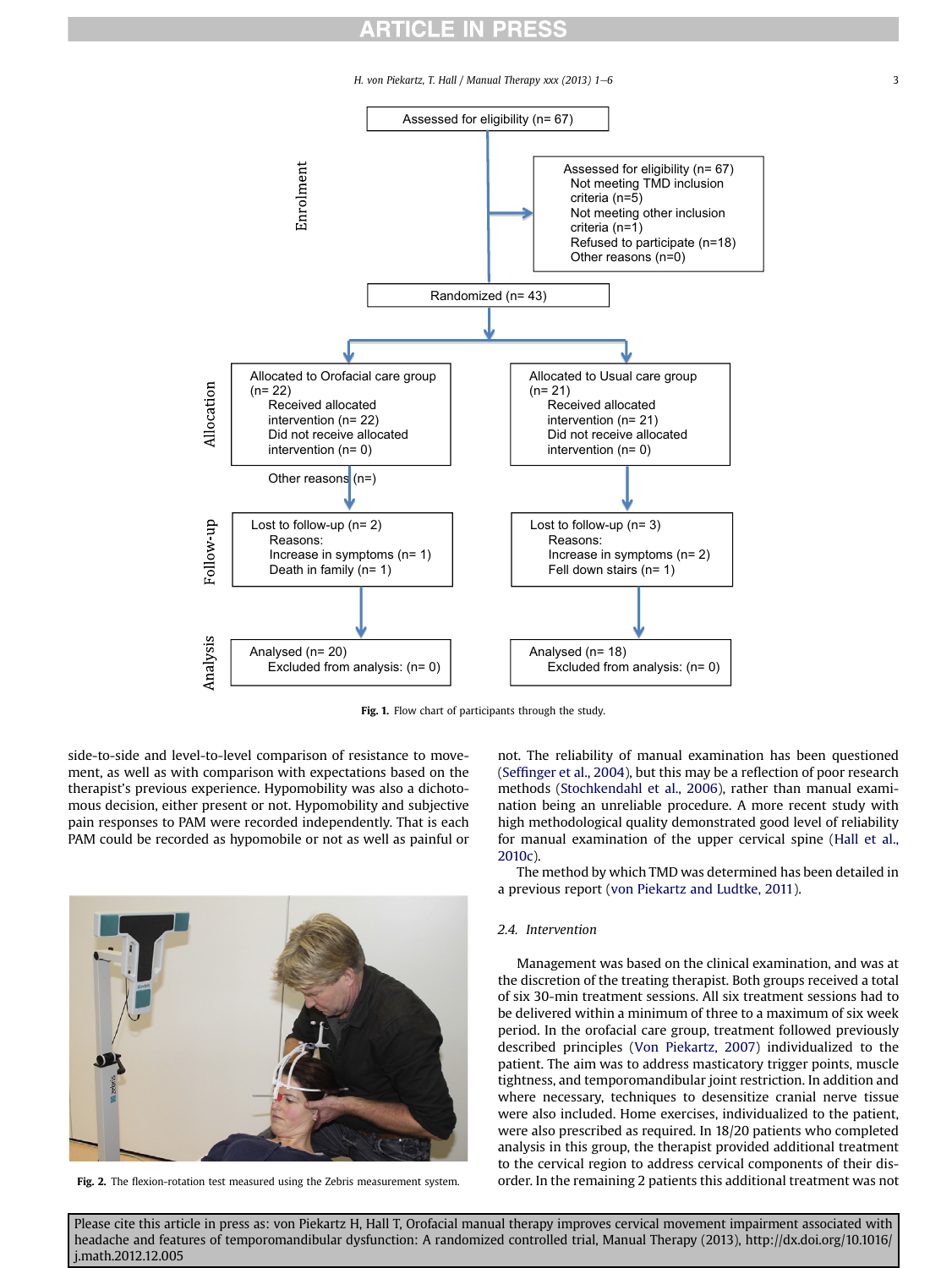Assessed for eligibility (n= 67)

Enrolment

Assessed for eligibility (n= 67)
Not meeting TMD inclusion criteria (n=5)
Not meeting other inclusion criteria (n=1)
Refused to participate (n=18)
Other reasons (n=0)

Randomized (n= 43)

Allocation

Allocated to Orofacial care group (n= 22)
Received allocated intervention (n= 22)
Did not receive allocated intervention (n= 0)

Other reasons (n=)

Allocated to Usual care group (n= 21)
Received allocated intervention (n= 21)
Did not receive allocated intervention (n= 0)

Follow-up

Lost to follow-up (n= 2)
Reasons:
Increase in symptoms (n= 1)
Death in family (n= 1)

Lost to follow-up (n= 3)
Reasons:
Increase in symptoms (n= 2)
Fell down stairs (n= 1)

Analysis

Analysed (n= 20)
Excluded from analysis: (n= 0)

Analysed (n= 18)
Excluded from analysis: (n= 0)

**Fig. 1.** Flow chart of participants through the study.

side-to-side and level-to-level comparison of resistance to movement, as well as with comparison with expectations based on the therapist's previous experience. Hypomobility was also a dichotomous decision, either present or not. Hypomobility and subjective pain responses to PAM were recorded independently. That is each PAM could be recorded as hypomobile or not as well as painful or not. The reliability of manual examination has been questioned (Seffinger et al., 2004), but this may be a reflection of poor research methods (Stochkendahl et al., 2006), rather than manual examination being an unreliable procedure. A more recent study with high methodological quality demonstrated good level of reliability for manual examination of the upper cervical spine (Hall et al., 2010c).

The method by which TMD was determined has been detailed in a previous report (von Piekartz and Ludtke, 2011).

**Fig. 2.** The flexion-rotation test measured using the Zebris measurement system.

### 2.4. Intervention

Management was based on the clinical examination, and was at the discretion of the treating therapist. Both groups received a total of six 30-min treatment sessions. All six treatment sessions had to be delivered within a minimum of three to a maximum of six week period. In the orofacial care group, treatment followed previously described principles (Von Piekartz, 2007) individualized to the patient. The aim was to address masticatory trigger points, muscle tightness, and temporomandibular joint restriction. In addition and where necessary, techniques to desensitize cranial nerve tissue were also included. Home exercises, individualized to the patient, were also prescribed as required. In 18/20 patients who completed analysis in this group, the therapist provided additional treatment to the cervical region to address cervical components of their disorder. In the remaining 2 patients this additional treatment was not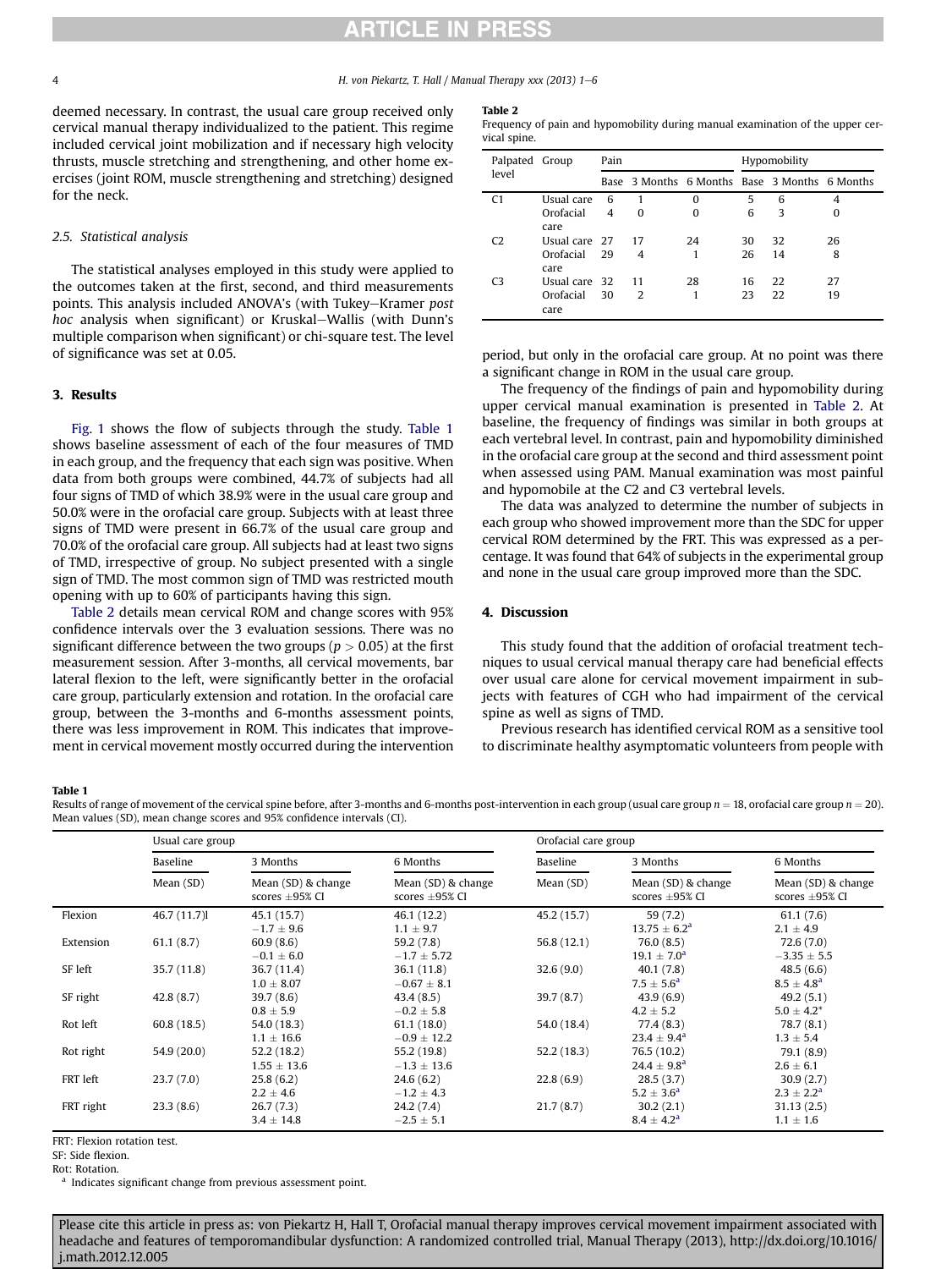deemed necessary. In contrast, the usual care group received only cervical manual therapy individualized to the patient. This regime included cervical joint mobilization and if necessary high velocity thrusts, muscle stretching and strengthening, and other home exercises (joint ROM, muscle strengthening and stretching) designed for the neck.

### 2.5. Statistical analysis

The statistical analyses employed in this study were applied to the outcomes taken at the first, second, and third measurements points. This analysis included ANOVA's (with Tukey–Kramer *post hoc* analysis when significant) or Kruskal–Wallis (with Dunn's multiple comparison when significant) or chi-square test. The level of significance was set at 0.05.

## 3. Results

Fig. 1 shows the flow of subjects through the study. Table 1 shows baseline assessment of each of the four measures of TMD in each group, and the frequency that each sign was positive. When data from both groups were combined, 44.7% of subjects had all four signs of TMD of which 38.9% were in the usual care group and 50.0% were in the orofacial care group. Subjects with at least three signs of TMD were present in 66.7% of the usual care group and 70.0% of the orofacial care group. All subjects had at least two signs of TMD, irrespective of group. No subject presented with a single sign of TMD. The most common sign of TMD was restricted mouth opening with up to 60% of participants having this sign.

Table 2 details mean cervical ROM and change scores with 95% confidence intervals over the 3 evaluation sessions. There was no significant difference between the two groups ($p > 0.05$) at the first measurement session. After 3-months, all cervical movements, bar lateral flexion to the left, were significantly better in the orofacial care group, particularly extension and rotation. In the orofacial care group, between the 3-months and 6-months assessment points, there was less improvement in ROM. This indicates that improvement in cervical movement mostly occurred during the intervention period, but only in the orofacial care group. At no point was there a significant change in ROM in the usual care group.

The frequency of the findings of pain and hypomobility during upper cervical manual examination is presented in Table 2. At baseline, the frequency of findings was similar in both groups at each vertebral level. In contrast, pain and hypomobility diminished in the orofacial care group at the second and third assessment point when assessed using PAM. Manual examination was most painful and hypomobile at the C2 and C3 vertebral levels.

The data was analyzed to determine the number of subjects in each group who showed improvement more than the SDC for upper cervical ROM determined by the FRT. This was expressed as a percentage. It was found that 64% of subjects in the experimental group and none in the usual care group improved more than the SDC.

**Table 2**
Frequency of pain and hypomobility during manual examination of the upper cervical spine.

| Palpated level | Group | Pain | | | Hypomobility | | |
|---|---|---|---|---|---|---|---|
| | | Base | 3 Months | 6 Months | Base | 3 Months | 6 Months |
| C1 | Usual care | 6 | 1 | 0 | 5 | 6 | 4 |
| | Orofacial care | 4 | 0 | 0 | 6 | 3 | 0 |
| C2 | Usual care | 27 | 17 | 24 | 30 | 32 | 26 |
| | Orofacial care | 29 | 4 | 1 | 26 | 14 | 8 |
| C3 | Usual care | 32 | 11 | 28 | 16 | 22 | 27 |
| | Orofacial care | 30 | 2 | 1 | 23 | 22 | 19 |

## 4. Discussion

This study found that the addition of orofacial treatment techniques to usual cervical manual therapy care had beneficial effects over usual care alone for cervical movement impairment in subjects with features of CGH who had impairment of the cervical spine as well as signs of TMD.

Previous research has identified cervical ROM as a sensitive tool to discriminate healthy asymptomatic volunteers from people with

**Table 1**
Results of range of movement of the cervical spine before, after 3-months and 6-months post-intervention in each group (usual care group $n = 18$, orofacial care group $n = 20$). Mean values (SD), mean change scores and 95% confidence intervals (CI).

| | Usual care group | | | Orofacial care group | | |
|---|---|---|---|---|---|---|
| | Baseline | 3 Months | 6 Months | Baseline | 3 Months | 6 Months |
| | Mean (SD) | Mean (SD) & change scores ±95% CI | Mean (SD) & change scores ±95% CI | Mean (SD) | Mean (SD) & change scores ±95% CI | Mean (SD) & change scores ±95% CI |
| Flexion | 46.7 (11.7)l | 45.1 (15.7)<br>−1.7 ± 9.6 | 46.1 (12.2)<br>1.1 ± 9.7 | 45.2 (15.7) | 59 (7.2)<br>13.75 ± 6.2[a] | 61.1 (7.6)<br>2.1 ± 4.9 |
| Extension | 61.1 (8.7) | 60.9 (8.6)<br>−0.1 ± 6.0 | 59.2 (7.8)<br>−1.7 ± 5.72 | 56.8 (12.1) | 76.0 (8.5)<br>19.1 ± 7.0[a] | 72.6 (7.0)<br>−3.35 ± 5.5 |
| SF left | 35.7 (11.8) | 36.7 (11.4)<br>1.0 ± 8.07 | 36.1 (11.8)<br>−0.67 ± 8.1 | 32.6 (9.0) | 40.1 (7.8)<br>7.5 ± 5.6[a] | 48.5 (6.6)<br>8.5 ± 4.8[a] |
| SF right | 42.8 (8.7) | 39.7 (8.6)<br>0.8 ± 5.9 | 43.4 (8.5)<br>−0.2 ± 5.8 | 39.7 (8.7) | 43.9 (6.9)<br>4.2 ± 5.2 | 49.2 (5.1)<br>5.0 ± 4.2* |
| Rot left | 60.8 (18.5) | 54.0 (18.3)<br>1.1 ± 16.6 | 61.1 (18.0)<br>−0.9 ± 12.2 | 54.0 (18.4) | 77.4 (8.3)<br>23.4 ± 9.4[a] | 78.7 (8.1)<br>1.3 ± 5.4 |
| Rot right | 54.9 (20.0) | 52.2 (18.2)<br>1.55 ± 13.6 | 55.2 (19.8)<br>−1.3 ± 13.6 | 52.2 (18.3) | 76.5 (10.2)<br>24.4 ± 9.8[a] | 79.1 (8.9)<br>2.6 ± 6.1 |
| FRT left | 23.7 (7.0) | 25.8 (6.2)<br>2.2 ± 4.6 | 24.6 (6.2)<br>−1.2 ± 4.3 | 22.8 (6.9) | 28.5 (3.7)<br>5.2 ± 3.6[a] | 30.9 (2.7)<br>2.3 ± 2.2[a] |
| FRT right | 23.3 (8.6) | 26.7 (7.3)<br>3.4 ± 14.8 | 24.2 (7.4)<br>−2.5 ± 5.1 | 21.7 (8.7) | 30.2 (2.1)<br>8.4 ± 4.2[a] | 31.13 (2.5)<br>1.1 ± 1.6 |

FRT: Flexion rotation test.
SF: Side flexion.
Rot: Rotation.
[a] Indicates significant change from previous assessment point.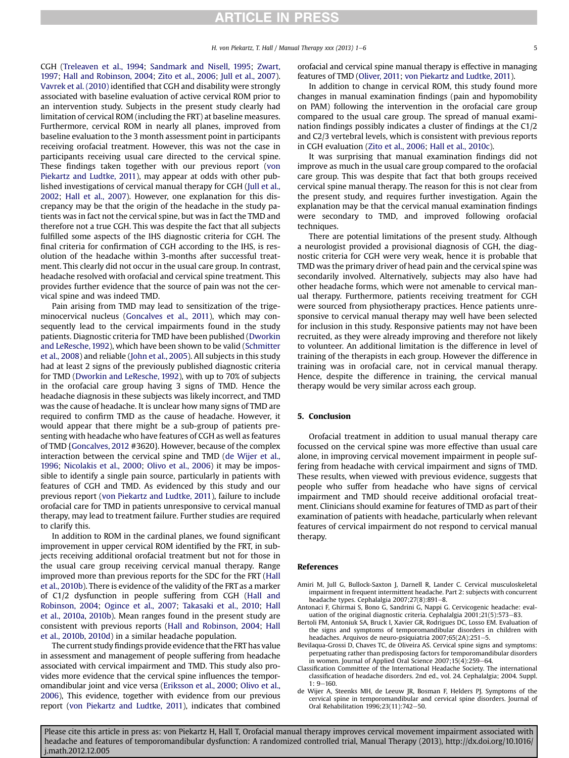CGH (Treleaven et al., 1994; Sandmark and Nisell, 1995; Zwart, 1997; Hall and Robinson, 2004; Zito et al., 2006; Jull et al., 2007). Vavrek et al. (2010) identified that CGH and disability were strongly associated with baseline evaluation of active cervical ROM prior to an intervention study. Subjects in the present study clearly had limitation of cervical ROM (including the FRT) at baseline measures. Furthermore, cervical ROM in nearly all planes, improved from baseline evaluation to the 3 month assessment point in participants receiving orofacial treatment. However, this was not the case in participants receiving usual care directed to the cervical spine. These findings taken together with our previous report (von Piekartz and Ludtke, 2011), may appear at odds with other published investigations of cervical manual therapy for CGH (Jull et al., 2002; Hall et al., 2007). However, one explanation for this discrepancy may be that the origin of the headache in the study patients was in fact not the cervical spine, but was in fact the TMD and therefore not a true CGH. This was despite the fact that all subjects fulfilled some aspects of the IHS diagnostic criteria for CGH. The final criteria for confirmation of CGH according to the IHS, is resolution of the headache within 3-months after successful treatment. This clearly did not occur in the usual care group. In contrast, headache resolved with orofacial and cervical spine treatment. This provides further evidence that the source of pain was not the cervical spine and was indeed TMD.

Pain arising from TMD may lead to sensitization of the trigeminocervical nucleus (Goncalves et al., 2011), which may consequently lead to the cervical impairments found in the study patients. Diagnostic criteria for TMD have been published (Dworkin and LeResche, 1992), which have been shown to be valid (Schmitter et al., 2008) and reliable (John et al., 2005). All subjects in this study had at least 2 signs of the previously published diagnostic criteria for TMD (Dworkin and LeResche, 1992), with up to 70% of subjects in the orofacial care group having 3 signs of TMD. Hence the headache diagnosis in these subjects was likely incorrect, and TMD was the cause of headache. It is unclear how many signs of TMD are required to confirm TMD as the cause of headache. However, it would appear that there might be a sub-group of patients presenting with headache who have features of CGH as well as features of TMD {Goncalves, 2012 #3620}. However, because of the complex interaction between the cervical spine and TMD (de Wijer et al., 1996; Nicolakis et al., 2000; Olivo et al., 2006) it may be impossible to identify a single pain source, particularly in patients with features of CGH and TMD. As evidenced by this study and our previous report (von Piekartz and Ludtke, 2011), failure to include orofacial care for TMD in patients unresponsive to cervical manual therapy, may lead to treatment failure. Further studies are required to clarify this.

In addition to ROM in the cardinal planes, we found significant improvement in upper cervical ROM identified by the FRT, in subjects receiving additional orofacial treatment but not for those in the usual care group receiving cervical manual therapy. Range improved more than previous reports for the SDC for the FRT (Hall et al., 2010b). There is evidence of the validity of the FRT as a marker of C1/2 dysfunction in people suffering from CGH (Hall and Robinson, 2004; Ogince et al., 2007; Takasaki et al., 2010; Hall et al., 2010a, 2010b). Mean ranges found in the present study are consistent with previous reports (Hall and Robinson, 2004; Hall et al., 2010b, 2010d) in a similar headache population.

The current study findings provide evidence that the FRT has value in assessment and management of people suffering from headache associated with cervical impairment and TMD. This study also provides more evidence that the cervical spine influences the temporomandibular joint and vice versa (Eriksson et al., 2000; Olivo et al., 2006), This evidence, together with evidence from our previous report (von Piekartz and Ludtke, 2011), indicates that combined orofacial and cervical spine manual therapy is effective in managing features of TMD (Oliver, 2011; von Piekartz and Ludtke, 2011).

In addition to change in cervical ROM, this study found more changes in manual examination findings (pain and hypomobility on PAM) following the intervention in the orofacial care group compared to the usual care group. The spread of manual examination findings possibly indicates a cluster of findings at the C1/2 and C2/3 vertebral levels, which is consistent with previous reports in CGH evaluation (Zito et al., 2006; Hall et al., 2010c).

It was surprising that manual examination findings did not improve as much in the usual care group compared to the orofacial care group. This was despite that fact that both groups received cervical spine manual therapy. The reason for this is not clear from the present study, and requires further investigation. Again the explanation may be that the cervical manual examination findings were secondary to TMD, and improved following orofacial techniques.

There are potential limitations of the present study. Although a neurologist provided a provisional diagnosis of CGH, the diagnostic criteria for CGH were very weak, hence it is probable that TMD was the primary driver of head pain and the cervical spine was secondarily involved. Alternatively, subjects may also have had other headache forms, which were not amenable to cervical manual therapy. Furthermore, patients receiving treatment for CGH were sourced from physiotherapy practices. Hence patients unresponsive to cervical manual therapy may well have been selected for inclusion in this study. Responsive patients may not have been recruited, as they were already improving and therefore not likely to volunteer. An additional limitation is the difference in level of training of the therapists in each group. However the difference in training was in orofacial care, not in cervical manual therapy. Hence, despite the difference in training, the cervical manual therapy would be very similar across each group.

## 5. Conclusion

Orofacial treatment in addition to usual manual therapy care focussed on the cervical spine was more effective than usual care alone, in improving cervical movement impairment in people suffering from headache with cervical impairment and signs of TMD. These results, when viewed with previous evidence, suggests that people who suffer from headache who have signs of cervical impairment and TMD should receive additional orofacial treatment. Clinicians should examine for features of TMD as part of their examination of patients with headache, particularly when relevant features of cervical impairment do not respond to cervical manual therapy.

## References

Amiri M, Jull G, Bullock-Saxton J, Darnell R, Lander C. Cervical musculoskeletal impairment in frequent intermittent headache. Part 2: subjects with concurrent headache types. Cephalalgia 2007;27(8):891–8.

Antonaci F, Ghirmai S, Bono G, Sandrini G, Nappi G. Cervicogenic headache: evaluation of the original diagnostic criteria. Cephalalgia 2001;21(5):573–83.

Bertoli FM, Antoniuk SA, Bruck I, Xavier GR, Rodrigues DC, Losso EM. Evaluation of the signs and symptoms of temporomandibular disorders in children with headaches. Arquivos de neuro-psiquiatria 2007;65(2A):251–5.

Bevilaqua-Grossi D, Chaves TC, de Oliveira AS. Cervical spine signs and symptoms: perpetuating rather than predisposing factors for temporomandibular disorders in women. Journal of Applied Oral Science 2007;15(4):259–64.

Classification Committee of the International Headache Society. The international classification of headache disorders. 2nd ed., vol. 24. Cephalalgia; 2004. Suppl. 1: 9–160.

de Wijer A, Steenks MH, de Leeuw JR, Bosman F, Helders PJ. Symptoms of the cervical spine in temporomandibular and cervical spine disorders. Journal of Oral Rehabilitation 1996;23(11):742–50.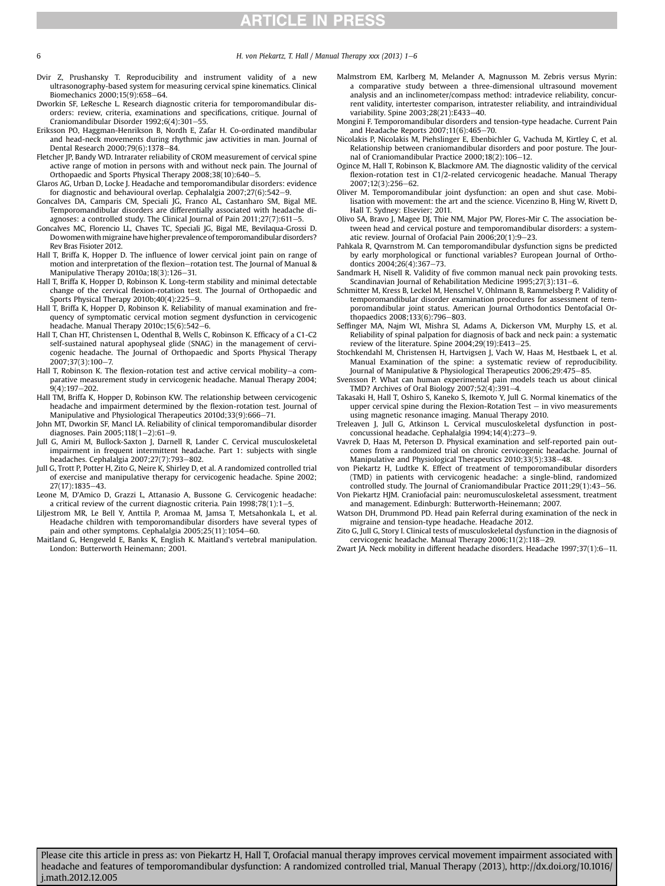Dvir Z, Prushansky T. Reproducibility and instrument validity of a new ultrasonography-based system for measuring cervical spine kinematics. Clinical Biomechanics 2000;15(9):658–64.

Dworkin SF, LeResche L. Research diagnostic criteria for temporomandibular disorders: review, criteria, examinations and specifications, critique. Journal of Craniomandibular Disorder 1992;6(4):301–55.

Eriksson PO, Haggman-Henrikson B, Nordh E, Zafar H. Co-ordinated mandibular and head-neck movements during rhythmic jaw activities in man. Journal of Dental Research 2000;79(6):1378–84.

Fletcher JP, Bandy WD. Intrarater reliability of CROM measurement of cervical spine active range of motion in persons with and without neck pain. The Journal of Orthopaedic and Sports Physical Therapy 2008;38(10):640–5.

Glaros AG, Urban D, Locke J. Headache and temporomandibular disorders: evidence for diagnostic and behavioural overlap. Cephalalgia 2007;27(6):542–9.

Goncalves DA, Camparis CM, Speciali JG, Franco AL, Castanharo SM, Bigal ME. Temporomandibular disorders are differentially associated with headache diagnoses: a controlled study. The Clinical Journal of Pain 2011;27(7):611–5.

Goncalves MC, Florencio LL, Chaves TC, Speciali JG, Bigal ME, Bevilaqua-Grossi D. Do women with migraine have higher prevalence of temporomandibular disorders? Rev Bras Fisioter 2012.

Hall T, Briffa K, Hopper D. The influence of lower cervical joint pain on range of motion and interpretation of the flexion–rotation test. The Journal of Manual & Manipulative Therapy 2010a;18(3):126–31.

Hall T, Briffa K, Hopper D, Robinson K. Long-term stability and minimal detectable change of the cervical flexion-rotation test. The Journal of Orthopaedic and Sports Physical Therapy 2010b;40(4):225–9.

Hall T, Briffa K, Hopper D, Robinson K. Reliability of manual examination and frequency of symptomatic cervical motion segment dysfunction in cervicogenic headache. Manual Therapy 2010c;15(6):542–6.

Hall T, Chan HT, Christensen L, Odenthal B, Wells C, Robinson K. Efficacy of a C1-C2 self-sustained natural apophyseal glide (SNAG) in the management of cervicogenic headache. The Journal of Orthopaedic and Sports Physical Therapy 2007;37(3):100–7.

Hall T, Robinson K. The flexion-rotation test and active cervical mobility—a comparative measurement study in cervicogenic headache. Manual Therapy 2004; 9(4):197–202.

Hall TM, Briffa K, Hopper D, Robinson KW. The relationship between cervicogenic headache and impairment determined by the flexion-rotation test. Journal of Manipulative and Physiological Therapeutics 2010d;33(9):666–71.

John MT, Dworkin SF, Mancl LA. Reliability of clinical temporomandibular disorder diagnoses. Pain 2005;118(1–2):61–9.

Jull G, Amiri M, Bullock-Saxton J, Darnell R, Lander C. Cervical musculoskeletal impairment in frequent intermittent headache. Part 1: subjects with single headaches. Cephalalgia 2007;27(7):793–802.

Jull G, Trott P, Potter H, Zito G, Neire K, Shirley D, et al. A randomized controlled trial of exercise and manipulative therapy for cervicogenic headache. Spine 2002; 27(17):1835–43.

Leone M, D'Amico D, Grazzi L, Attanasio A, Bussone G. Cervicogenic headache: a critical review of the current diagnostic criteria. Pain 1998;78(1):1–5.

Liljestrom MR, Le Bell Y, Anttila P, Aromaa M, Jamsa T, Metsahonkala L, et al. Headache children with temporomandibular disorders have several types of pain and other symptoms. Cephalalgia 2005;25(11):1054–60.

Maitland G, Hengeveld E, Banks K, English K. Maitland's vertebral manipulation. London: Butterworth Heinemann; 2001.

Malmstrom EM, Karlberg M, Melander A, Magnusson M. Zebris versus Myrin: a comparative study between a three-dimensional ultrasound movement analysis and an inclinometer/compass method: intradevice reliability, concurrent validity, intertester comparison, intratester reliability, and intraindividual variability. Spine 2003;28(21):E433–40.

Mongini F. Temporomandibular disorders and tension-type headache. Current Pain and Headache Reports 2007;11(6):465–70.

Nicolakis P, Nicolakis M, Piehslinger E, Ebenbichler G, Vachuda M, Kirtley C, et al. Relationship between craniomandibular disorders and poor posture. The Journal of Craniomandibular Practice 2000;18(2):106–12.

Ogince M, Hall T, Robinson K, Blackmore AM. The diagnostic validity of the cervical flexion-rotation test in C1/2-related cervicogenic headache. Manual Therapy 2007;12(3):256–62.

Oliver M. Temporomandibular joint dysfunction: an open and shut case. Mobilisation with movement: the art and the science. Vicenzino B, Hing W, Rivett D, Hall T. Sydney: Elsevier; 2011.

Olivo SA, Bravo J, Magee DJ, Thie NM, Major PW, Flores-Mir C. The association between head and cervical posture and temporomandibular disorders: a systematic review. Journal of Orofacial Pain 2006;20(1):9–23.

Pahkala R, Qvarnstrom M. Can temporomandibular dysfunction signs be predicted by early morphological or functional variables? European Journal of Orthodontics 2004;26(4):367–73.

Sandmark H, Nisell R. Validity of five common manual neck pain provoking tests. Scandinavian Journal of Rehabilitation Medicine 1995;27(3):131–6.

Schmitter M, Kress B, Leckel M, Henschel V, Ohlmann B, Rammelsberg P. Validity of temporomandibular disorder examination procedures for assessment of temporomandibular joint status. American Journal Orthodontics Dentofacial Orthopaedics 2008;133(6):796–803.

Seffinger MA, Najm WI, Mishra SI, Adams A, Dickerson VM, Murphy LS, et al. Reliability of spinal palpation for diagnosis of back and neck pain: a systematic review of the literature. Spine 2004;29(19):E413–25.

Stochkendahl M, Christensen H, Hartvigsen J, Vach W, Haas M, Hestbaek L, et al. Manual Examination of the spine: a systematic review of reproducibility. Journal of Manipulative & Physiological Therapeutics 2006;29:475–85.

Svensson P. What can human experimental pain models teach us about clinical TMD? Archives of Oral Biology 2007;52(4):391–4.

Takasaki H, Hall T, Oshiro S, Kaneko S, Ikemoto Y, Jull G. Normal kinematics of the upper cervical spine during the Flexion-Rotation Test – in vivo measurements using magnetic resonance imaging. Manual Therapy 2010.

Treleaven J, Jull G, Atkinson L. Cervical musculoskeletal dysfunction in post-concussional headache. Cephalalgia 1994;14(4):273–9.

Vavrek D, Haas M, Peterson D. Physical examination and self-reported pain outcomes from a randomized trial on chronic cervicogenic headache. Journal of Manipulative and Physiological Therapeutics 2010;33(5):338–48.

von Piekartz H, Ludtke K. Effect of treatment of temporomandibular disorders (TMD) in patients with cervicogenic headache: a single-blind, randomized controlled study. The Journal of Craniomandibular Practice 2011;29(1):43–56.

Von Piekartz HJM. Craniofacial pain: neuromusculoskeletal assessment, treatment and management. Edinburgh: Butterworth-Heinemann; 2007.

Watson DH, Drummond PD. Head pain Referral during examination of the neck in migraine and tension-type headache. Headache 2012.

Zito G, Jull G, Story I. Clinical tests of musculoskeletal dysfunction in the diagnosis of cervicogenic headache. Manual Therapy 2006;11(2):118–29.

Zwart JA. Neck mobility in different headache disorders. Headache 1997;37(1):6–11.

Please cite this article in press as: von Piekartz H, Hall T, Orofacial manual therapy improves cervical movement impairment associated with headache and features of temporomandibular dysfunction: A randomized controlled trial, Manual Therapy (2013), http://dx.doi.org/10.1016/j.math.2012.12.005